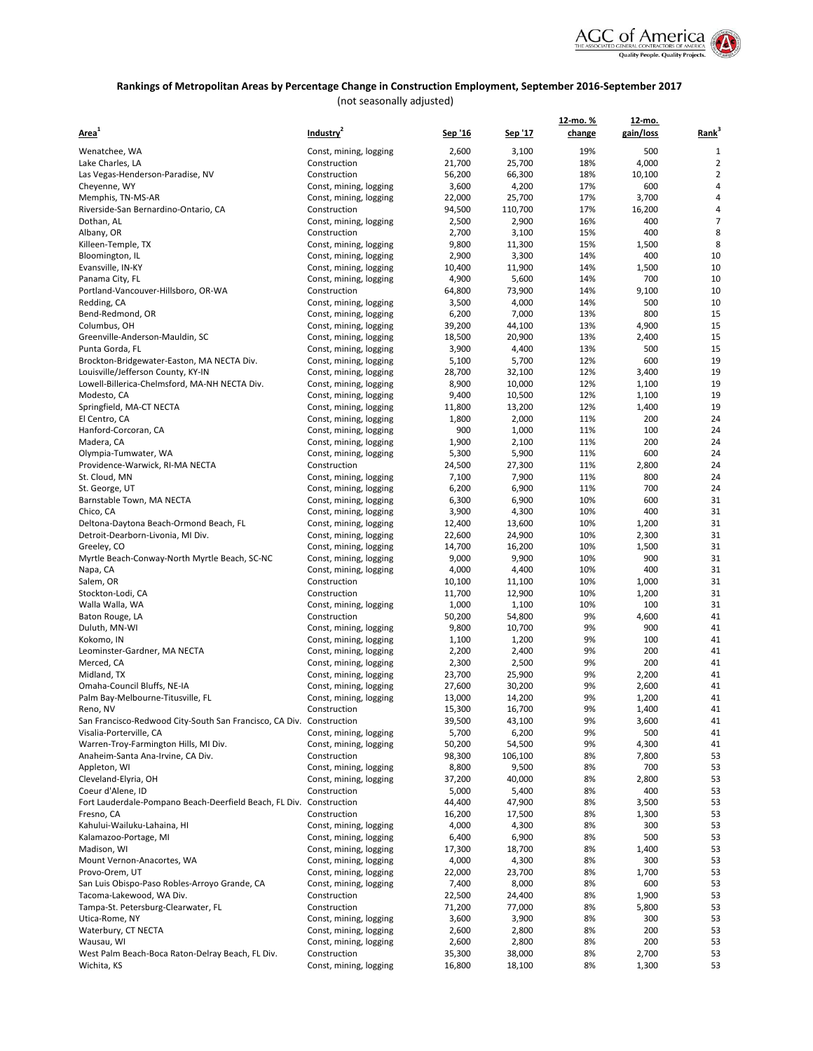## Rankings of Metropolitan Areas by Percentage Change in Construction Employment, September 2016-September 2017

(not seasonally adjusted)

| Area[1] | Industry[2] | Sep '16 | Sep '17 | 12-mo. % change | 12-mo. gain/loss | Rank[3] |
|---|---|---|---|---|---|---|
| Wenatchee, WA | Const, mining, logging | 2,600 | 3,100 | 19% | 500 | 1 |
| Lake Charles, LA | Construction | 21,700 | 25,700 | 18% | 4,000 | 2 |
| Las Vegas-Henderson-Paradise, NV | Construction | 56,200 | 66,300 | 18% | 10,100 | 2 |
| Cheyenne, WY | Const, mining, logging | 3,600 | 4,200 | 17% | 600 | 4 |
| Memphis, TN-MS-AR | Const, mining, logging | 22,000 | 25,700 | 17% | 3,700 | 4 |
| Riverside-San Bernardino-Ontario, CA | Construction | 94,500 | 110,700 | 17% | 16,200 | 4 |
| Dothan, AL | Const, mining, logging | 2,500 | 2,900 | 16% | 400 | 7 |
| Albany, OR | Construction | 2,700 | 3,100 | 15% | 400 | 8 |
| Killeen-Temple, TX | Const, mining, logging | 9,800 | 11,300 | 15% | 1,500 | 8 |
| Bloomington, IL | Const, mining, logging | 2,900 | 3,300 | 14% | 400 | 10 |
| Evansville, IN-KY | Const, mining, logging | 10,400 | 11,900 | 14% | 1,500 | 10 |
| Panama City, FL | Const, mining, logging | 4,900 | 5,600 | 14% | 700 | 10 |
| Portland-Vancouver-Hillsboro, OR-WA | Construction | 64,800 | 73,900 | 14% | 9,100 | 10 |
| Redding, CA | Const, mining, logging | 3,500 | 4,000 | 14% | 500 | 10 |
| Bend-Redmond, OR | Const, mining, logging | 6,200 | 7,000 | 13% | 800 | 15 |
| Columbus, OH | Const, mining, logging | 39,200 | 44,100 | 13% | 4,900 | 15 |
| Greenville-Anderson-Mauldin, SC | Const, mining, logging | 18,500 | 20,900 | 13% | 2,400 | 15 |
| Punta Gorda, FL | Const, mining, logging | 3,900 | 4,400 | 13% | 500 | 15 |
| Brockton-Bridgewater-Easton, MA NECTA Div. | Const, mining, logging | 5,100 | 5,700 | 12% | 600 | 19 |
| Louisville/Jefferson County, KY-IN | Const, mining, logging | 28,700 | 32,100 | 12% | 3,400 | 19 |
| Lowell-Billerica-Chelmsford, MA-NH NECTA Div. | Const, mining, logging | 8,900 | 10,000 | 12% | 1,100 | 19 |
| Modesto, CA | Const, mining, logging | 9,400 | 10,500 | 12% | 1,100 | 19 |
| Springfield, MA-CT NECTA | Const, mining, logging | 11,800 | 13,200 | 12% | 1,400 | 19 |
| El Centro, CA | Const, mining, logging | 1,800 | 2,000 | 11% | 200 | 24 |
| Hanford-Corcoran, CA | Const, mining, logging | 900 | 1,000 | 11% | 100 | 24 |
| Madera, CA | Const, mining, logging | 1,900 | 2,100 | 11% | 200 | 24 |
| Olympia-Tumwater, WA | Const, mining, logging | 5,300 | 5,900 | 11% | 600 | 24 |
| Providence-Warwick, RI-MA NECTA | Construction | 24,500 | 27,300 | 11% | 2,800 | 24 |
| St. Cloud, MN | Const, mining, logging | 7,100 | 7,900 | 11% | 800 | 24 |
| St. George, UT | Const, mining, logging | 6,200 | 6,900 | 11% | 700 | 24 |
| Barnstable Town, MA NECTA | Const, mining, logging | 6,300 | 6,900 | 10% | 600 | 31 |
| Chico, CA | Const, mining, logging | 3,900 | 4,300 | 10% | 400 | 31 |
| Deltona-Daytona Beach-Ormond Beach, FL | Const, mining, logging | 12,400 | 13,600 | 10% | 1,200 | 31 |
| Detroit-Dearborn-Livonia, MI Div. | Const, mining, logging | 22,600 | 24,900 | 10% | 2,300 | 31 |
| Greeley, CO | Const, mining, logging | 14,700 | 16,200 | 10% | 1,500 | 31 |
| Myrtle Beach-Conway-North Myrtle Beach, SC-NC | Const, mining, logging | 9,000 | 9,900 | 10% | 900 | 31 |
| Napa, CA | Const, mining, logging | 4,000 | 4,400 | 10% | 400 | 31 |
| Salem, OR | Construction | 10,100 | 11,100 | 10% | 1,000 | 31 |
| Stockton-Lodi, CA | Construction | 11,700 | 12,900 | 10% | 1,200 | 31 |
| Walla Walla, WA | Const, mining, logging | 1,000 | 1,100 | 10% | 100 | 31 |
| Baton Rouge, LA | Construction | 50,200 | 54,800 | 9% | 4,600 | 41 |
| Duluth, MN-WI | Const, mining, logging | 9,800 | 10,700 | 9% | 900 | 41 |
| Kokomo, IN | Const, mining, logging | 1,100 | 1,200 | 9% | 100 | 41 |
| Leominster-Gardner, MA NECTA | Const, mining, logging | 2,200 | 2,400 | 9% | 200 | 41 |
| Merced, CA | Const, mining, logging | 2,300 | 2,500 | 9% | 200 | 41 |
| Midland, TX | Const, mining, logging | 23,700 | 25,900 | 9% | 2,200 | 41 |
| Omaha-Council Bluffs, NE-IA | Const, mining, logging | 27,600 | 30,200 | 9% | 2,600 | 41 |
| Palm Bay-Melbourne-Titusville, FL | Const, mining, logging | 13,000 | 14,200 | 9% | 1,200 | 41 |
| Reno, NV | Construction | 15,300 | 16,700 | 9% | 1,400 | 41 |
| San Francisco-Redwood City-South San Francisco, CA Div. | Construction | 39,500 | 43,100 | 9% | 3,600 | 41 |
| Visalia-Porterville, CA | Const, mining, logging | 5,700 | 6,200 | 9% | 500 | 41 |
| Warren-Troy-Farmington Hills, MI Div. | Const, mining, logging | 50,200 | 54,500 | 9% | 4,300 | 41 |
| Anaheim-Santa Ana-Irvine, CA Div. | Construction | 98,300 | 106,100 | 8% | 7,800 | 53 |
| Appleton, WI | Const, mining, logging | 8,800 | 9,500 | 8% | 700 | 53 |
| Cleveland-Elyria, OH | Const, mining, logging | 37,200 | 40,000 | 8% | 2,800 | 53 |
| Coeur d'Alene, ID | Construction | 5,000 | 5,400 | 8% | 400 | 53 |
| Fort Lauderdale-Pompano Beach-Deerfield Beach, FL Div. | Construction | 44,400 | 47,900 | 8% | 3,500 | 53 |
| Fresno, CA | Construction | 16,200 | 17,500 | 8% | 1,300 | 53 |
| Kahului-Wailuku-Lahaina, HI | Const, mining, logging | 4,000 | 4,300 | 8% | 300 | 53 |
| Kalamazoo-Portage, MI | Const, mining, logging | 6,400 | 6,900 | 8% | 500 | 53 |
| Madison, WI | Const, mining, logging | 17,300 | 18,700 | 8% | 1,400 | 53 |
| Mount Vernon-Anacortes, WA | Const, mining, logging | 4,000 | 4,300 | 8% | 300 | 53 |
| Provo-Orem, UT | Const, mining, logging | 22,000 | 23,700 | 8% | 1,700 | 53 |
| San Luis Obispo-Paso Robles-Arroyo Grande, CA | Const, mining, logging | 7,400 | 8,000 | 8% | 600 | 53 |
| Tacoma-Lakewood, WA Div. | Construction | 22,500 | 24,400 | 8% | 1,900 | 53 |
| Tampa-St. Petersburg-Clearwater, FL | Construction | 71,200 | 77,000 | 8% | 5,800 | 53 |
| Utica-Rome, NY | Const, mining, logging | 3,600 | 3,900 | 8% | 300 | 53 |
| Waterbury, CT NECTA | Const, mining, logging | 2,600 | 2,800 | 8% | 200 | 53 |
| Wausau, WI | Const, mining, logging | 2,600 | 2,800 | 8% | 200 | 53 |
| West Palm Beach-Boca Raton-Delray Beach, FL Div. | Construction | 35,300 | 38,000 | 8% | 2,700 | 53 |
| Wichita, KS | Const, mining, logging | 16,800 | 18,100 | 8% | 1,300 | 53 |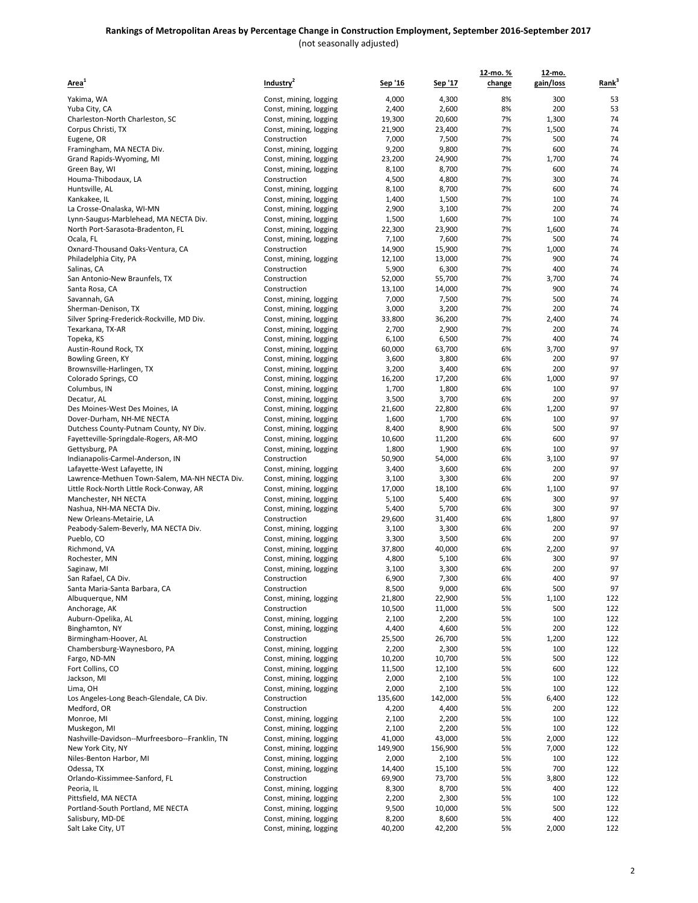# Rankings of Metropolitan Areas by Percentage Change in Construction Employment, September 2016-September 2017

(not seasonally adjusted)

| Area[1] | Industry[2] | Sep '16 | Sep '17 | 12-mo. % change | 12-mo. gain/loss | Rank[3] |
|---|---|---|---|---|---|---|
| Yakima, WA | Const, mining, logging | 4,000 | 4,300 | 8% | 300 | 53 |
| Yuba City, CA | Const, mining, logging | 2,400 | 2,600 | 8% | 200 | 53 |
| Charleston-North Charleston, SC | Const, mining, logging | 19,300 | 20,600 | 7% | 1,300 | 74 |
| Corpus Christi, TX | Const, mining, logging | 21,900 | 23,400 | 7% | 1,500 | 74 |
| Eugene, OR | Construction | 7,000 | 7,500 | 7% | 500 | 74 |
| Framingham, MA NECTA Div. | Const, mining, logging | 9,200 | 9,800 | 7% | 600 | 74 |
| Grand Rapids-Wyoming, MI | Const, mining, logging | 23,200 | 24,900 | 7% | 1,700 | 74 |
| Green Bay, WI | Const, mining, logging | 8,100 | 8,700 | 7% | 600 | 74 |
| Houma-Thibodaux, LA | Construction | 4,500 | 4,800 | 7% | 300 | 74 |
| Huntsville, AL | Const, mining, logging | 8,100 | 8,700 | 7% | 600 | 74 |
| Kankakee, IL | Const, mining, logging | 1,400 | 1,500 | 7% | 100 | 74 |
| La Crosse-Onalaska, WI-MN | Const, mining, logging | 2,900 | 3,100 | 7% | 200 | 74 |
| Lynn-Saugus-Marblehead, MA NECTA Div. | Const, mining, logging | 1,500 | 1,600 | 7% | 100 | 74 |
| North Port-Sarasota-Bradenton, FL | Const, mining, logging | 22,300 | 23,900 | 7% | 1,600 | 74 |
| Ocala, FL | Const, mining, logging | 7,100 | 7,600 | 7% | 500 | 74 |
| Oxnard-Thousand Oaks-Ventura, CA | Construction | 14,900 | 15,900 | 7% | 1,000 | 74 |
| Philadelphia City, PA | Const, mining, logging | 12,100 | 13,000 | 7% | 900 | 74 |
| Salinas, CA | Construction | 5,900 | 6,300 | 7% | 400 | 74 |
| San Antonio-New Braunfels, TX | Construction | 52,000 | 55,700 | 7% | 3,700 | 74 |
| Santa Rosa, CA | Construction | 13,100 | 14,000 | 7% | 900 | 74 |
| Savannah, GA | Const, mining, logging | 7,000 | 7,500 | 7% | 500 | 74 |
| Sherman-Denison, TX | Const, mining, logging | 3,000 | 3,200 | 7% | 200 | 74 |
| Silver Spring-Frederick-Rockville, MD Div. | Const, mining, logging | 33,800 | 36,200 | 7% | 2,400 | 74 |
| Texarkana, TX-AR | Const, mining, logging | 2,700 | 2,900 | 7% | 200 | 74 |
| Topeka, KS | Const, mining, logging | 6,100 | 6,500 | 7% | 400 | 74 |
| Austin-Round Rock, TX | Const, mining, logging | 60,000 | 63,700 | 6% | 3,700 | 97 |
| Bowling Green, KY | Const, mining, logging | 3,600 | 3,800 | 6% | 200 | 97 |
| Brownsville-Harlingen, TX | Const, mining, logging | 3,200 | 3,400 | 6% | 200 | 97 |
| Colorado Springs, CO | Const, mining, logging | 16,200 | 17,200 | 6% | 1,000 | 97 |
| Columbus, IN | Const, mining, logging | 1,700 | 1,800 | 6% | 100 | 97 |
| Decatur, AL | Const, mining, logging | 3,500 | 3,700 | 6% | 200 | 97 |
| Des Moines-West Des Moines, IA | Const, mining, logging | 21,600 | 22,800 | 6% | 1,200 | 97 |
| Dover-Durham, NH-ME NECTA | Const, mining, logging | 1,600 | 1,700 | 6% | 100 | 97 |
| Dutchess County-Putnam County, NY Div. | Const, mining, logging | 8,400 | 8,900 | 6% | 500 | 97 |
| Fayetteville-Springdale-Rogers, AR-MO | Const, mining, logging | 10,600 | 11,200 | 6% | 600 | 97 |
| Gettysburg, PA | Const, mining, logging | 1,800 | 1,900 | 6% | 100 | 97 |
| Indianapolis-Carmel-Anderson, IN | Construction | 50,900 | 54,000 | 6% | 3,100 | 97 |
| Lafayette-West Lafayette, IN | Const, mining, logging | 3,400 | 3,600 | 6% | 200 | 97 |
| Lawrence-Methuen Town-Salem, MA-NH NECTA Div. | Const, mining, logging | 3,100 | 3,300 | 6% | 200 | 97 |
| Little Rock-North Little Rock-Conway, AR | Const, mining, logging | 17,000 | 18,100 | 6% | 1,100 | 97 |
| Manchester, NH NECTA | Const, mining, logging | 5,100 | 5,400 | 6% | 300 | 97 |
| Nashua, NH-MA NECTA Div. | Const, mining, logging | 5,400 | 5,700 | 6% | 300 | 97 |
| New Orleans-Metairie, LA | Construction | 29,600 | 31,400 | 6% | 1,800 | 97 |
| Peabody-Salem-Beverly, MA NECTA Div. | Const, mining, logging | 3,100 | 3,300 | 6% | 200 | 97 |
| Pueblo, CO | Const, mining, logging | 3,300 | 3,500 | 6% | 200 | 97 |
| Richmond, VA | Const, mining, logging | 37,800 | 40,000 | 6% | 2,200 | 97 |
| Rochester, MN | Const, mining, logging | 4,800 | 5,100 | 6% | 300 | 97 |
| Saginaw, MI | Const, mining, logging | 3,100 | 3,300 | 6% | 200 | 97 |
| San Rafael, CA Div. | Construction | 6,900 | 7,300 | 6% | 400 | 97 |
| Santa Maria-Santa Barbara, CA | Construction | 8,500 | 9,000 | 6% | 500 | 97 |
| Albuquerque, NM | Const, mining, logging | 21,800 | 22,900 | 5% | 1,100 | 122 |
| Anchorage, AK | Construction | 10,500 | 11,000 | 5% | 500 | 122 |
| Auburn-Opelika, AL | Const, mining, logging | 2,100 | 2,200 | 5% | 100 | 122 |
| Binghamton, NY | Const, mining, logging | 4,400 | 4,600 | 5% | 200 | 122 |
| Birmingham-Hoover, AL | Construction | 25,500 | 26,700 | 5% | 1,200 | 122 |
| Chambersburg-Waynesboro, PA | Const, mining, logging | 2,200 | 2,300 | 5% | 100 | 122 |
| Fargo, ND-MN | Const, mining, logging | 10,200 | 10,700 | 5% | 500 | 122 |
| Fort Collins, CO | Const, mining, logging | 11,500 | 12,100 | 5% | 600 | 122 |
| Jackson, MI | Const, mining, logging | 2,000 | 2,100 | 5% | 100 | 122 |
| Lima, OH | Const, mining, logging | 2,000 | 2,100 | 5% | 100 | 122 |
| Los Angeles-Long Beach-Glendale, CA Div. | Construction | 135,600 | 142,000 | 5% | 6,400 | 122 |
| Medford, OR | Construction | 4,200 | 4,400 | 5% | 200 | 122 |
| Monroe, MI | Const, mining, logging | 2,100 | 2,200 | 5% | 100 | 122 |
| Muskegon, MI | Const, mining, logging | 2,100 | 2,200 | 5% | 100 | 122 |
| Nashville-Davidson--Murfreesboro--Franklin, TN | Const, mining, logging | 41,000 | 43,000 | 5% | 2,000 | 122 |
| New York City, NY | Const, mining, logging | 149,900 | 156,900 | 5% | 7,000 | 122 |
| Niles-Benton Harbor, MI | Const, mining, logging | 2,000 | 2,100 | 5% | 100 | 122 |
| Odessa, TX | Const, mining, logging | 14,400 | 15,100 | 5% | 700 | 122 |
| Orlando-Kissimmee-Sanford, FL | Construction | 69,900 | 73,700 | 5% | 3,800 | 122 |
| Peoria, IL | Const, mining, logging | 8,300 | 8,700 | 5% | 400 | 122 |
| Pittsfield, MA NECTA | Const, mining, logging | 2,200 | 2,300 | 5% | 100 | 122 |
| Portland-South Portland, ME NECTA | Const, mining, logging | 9,500 | 10,000 | 5% | 500 | 122 |
| Salisbury, MD-DE | Const, mining, logging | 8,200 | 8,600 | 5% | 400 | 122 |
| Salt Lake City, UT | Const, mining, logging | 40,200 | 42,200 | 5% | 2,000 | 122 |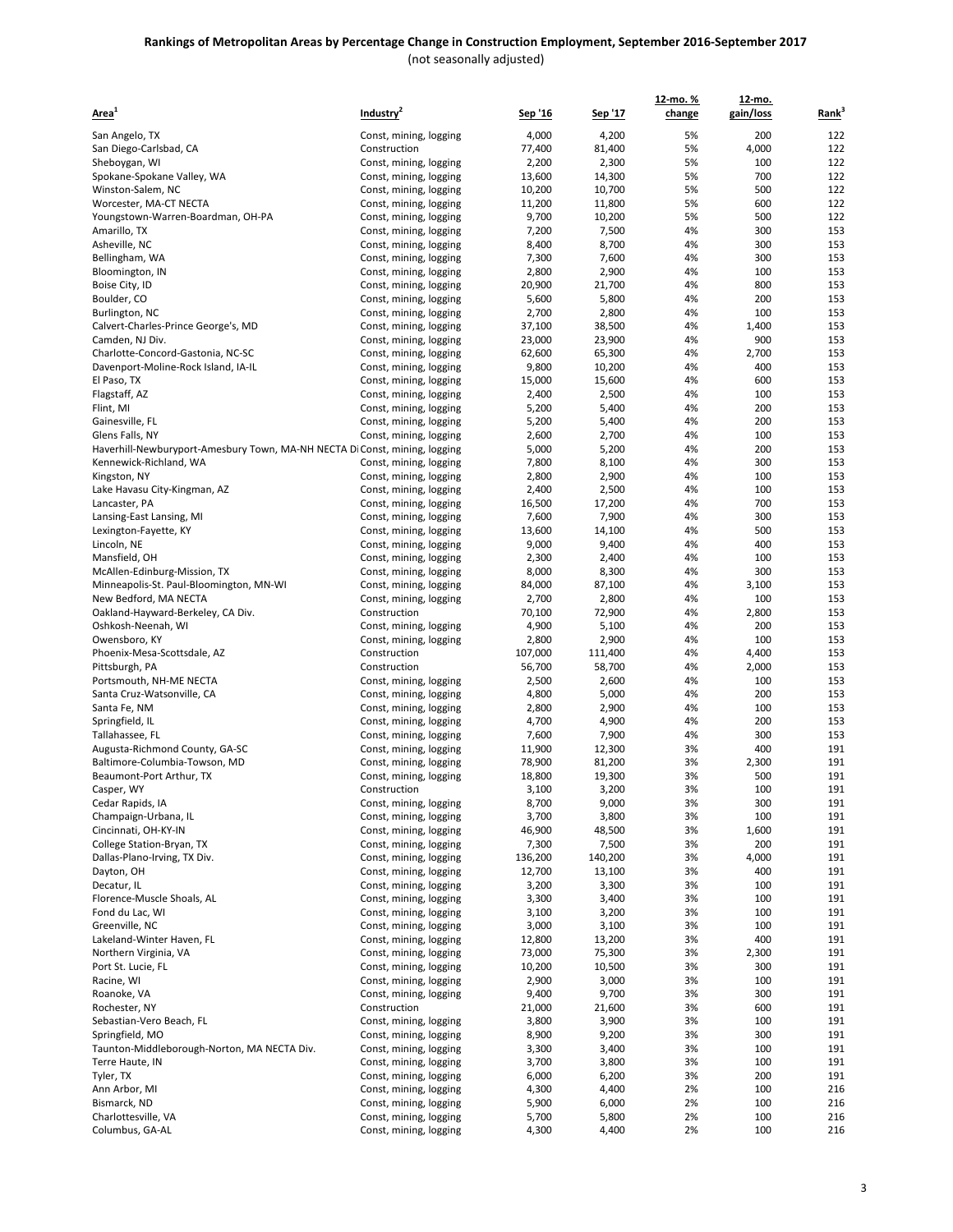# Rankings of Metropolitan Areas by Percentage Change in Construction Employment, September 2016-September 2017

(not seasonally adjusted)

| Area[1] | Industry[2] | Sep '16 | Sep '17 | 12-mo. % change | 12-mo. gain/loss | Rank[3] |
|---|---|---|---|---|---|---|
| San Angelo, TX | Const, mining, logging | 4,000 | 4,200 | 5% | 200 | 122 |
| San Diego-Carlsbad, CA | Construction | 77,400 | 81,400 | 5% | 4,000 | 122 |
| Sheboygan, WI | Const, mining, logging | 2,200 | 2,300 | 5% | 100 | 122 |
| Spokane-Spokane Valley, WA | Const, mining, logging | 13,600 | 14,300 | 5% | 700 | 122 |
| Winston-Salem, NC | Const, mining, logging | 10,200 | 10,700 | 5% | 500 | 122 |
| Worcester, MA-CT NECTA | Const, mining, logging | 11,200 | 11,800 | 5% | 600 | 122 |
| Youngstown-Warren-Boardman, OH-PA | Const, mining, logging | 9,700 | 10,200 | 5% | 500 | 122 |
| Amarillo, TX | Const, mining, logging | 7,200 | 7,500 | 4% | 300 | 153 |
| Asheville, NC | Const, mining, logging | 8,400 | 8,700 | 4% | 300 | 153 |
| Bellingham, WA | Const, mining, logging | 7,300 | 7,600 | 4% | 300 | 153 |
| Bloomington, IN | Const, mining, logging | 2,800 | 2,900 | 4% | 100 | 153 |
| Boise City, ID | Const, mining, logging | 20,900 | 21,700 | 4% | 800 | 153 |
| Boulder, CO | Const, mining, logging | 5,600 | 5,800 | 4% | 200 | 153 |
| Burlington, NC | Const, mining, logging | 2,700 | 2,800 | 4% | 100 | 153 |
| Calvert-Charles-Prince George's, MD | Const, mining, logging | 37,100 | 38,500 | 4% | 1,400 | 153 |
| Camden, NJ Div. | Const, mining, logging | 23,000 | 23,900 | 4% | 900 | 153 |
| Charlotte-Concord-Gastonia, NC-SC | Const, mining, logging | 62,600 | 65,300 | 4% | 2,700 | 153 |
| Davenport-Moline-Rock Island, IA-IL | Const, mining, logging | 9,800 | 10,200 | 4% | 400 | 153 |
| El Paso, TX | Const, mining, logging | 15,000 | 15,600 | 4% | 600 | 153 |
| Flagstaff, AZ | Const, mining, logging | 2,400 | 2,500 | 4% | 100 | 153 |
| Flint, MI | Const, mining, logging | 5,200 | 5,400 | 4% | 200 | 153 |
| Gainesville, FL | Const, mining, logging | 5,200 | 5,400 | 4% | 200 | 153 |
| Glens Falls, NY | Const, mining, logging | 2,600 | 2,700 | 4% | 100 | 153 |
| Haverhill-Newburyport-Amesbury Town, MA-NH NECTA Di | Const, mining, logging | 5,000 | 5,200 | 4% | 200 | 153 |
| Kennewick-Richland, WA | Const, mining, logging | 7,800 | 8,100 | 4% | 300 | 153 |
| Kingston, NY | Const, mining, logging | 2,800 | 2,900 | 4% | 100 | 153 |
| Lake Havasu City-Kingman, AZ | Const, mining, logging | 2,400 | 2,500 | 4% | 100 | 153 |
| Lancaster, PA | Const, mining, logging | 16,500 | 17,200 | 4% | 700 | 153 |
| Lansing-East Lansing, MI | Const, mining, logging | 7,600 | 7,900 | 4% | 300 | 153 |
| Lexington-Fayette, KY | Const, mining, logging | 13,600 | 14,100 | 4% | 500 | 153 |
| Lincoln, NE | Const, mining, logging | 9,000 | 9,400 | 4% | 400 | 153 |
| Mansfield, OH | Const, mining, logging | 2,300 | 2,400 | 4% | 100 | 153 |
| McAllen-Edinburg-Mission, TX | Const, mining, logging | 8,000 | 8,300 | 4% | 300 | 153 |
| Minneapolis-St. Paul-Bloomington, MN-WI | Const, mining, logging | 84,000 | 87,100 | 4% | 3,100 | 153 |
| New Bedford, MA NECTA | Const, mining, logging | 2,700 | 2,800 | 4% | 100 | 153 |
| Oakland-Hayward-Berkeley, CA Div. | Construction | 70,100 | 72,900 | 4% | 2,800 | 153 |
| Oshkosh-Neenah, WI | Const, mining, logging | 4,900 | 5,100 | 4% | 200 | 153 |
| Owensboro, KY | Const, mining, logging | 2,800 | 2,900 | 4% | 100 | 153 |
| Phoenix-Mesa-Scottsdale, AZ | Construction | 107,000 | 111,400 | 4% | 4,400 | 153 |
| Pittsburgh, PA | Construction | 56,700 | 58,700 | 4% | 2,000 | 153 |
| Portsmouth, NH-ME NECTA | Const, mining, logging | 2,500 | 2,600 | 4% | 100 | 153 |
| Santa Cruz-Watsonville, CA | Const, mining, logging | 4,800 | 5,000 | 4% | 200 | 153 |
| Santa Fe, NM | Const, mining, logging | 2,800 | 2,900 | 4% | 100 | 153 |
| Springfield, IL | Const, mining, logging | 4,700 | 4,900 | 4% | 200 | 153 |
| Tallahassee, FL | Const, mining, logging | 7,600 | 7,900 | 4% | 300 | 153 |
| Augusta-Richmond County, GA-SC | Const, mining, logging | 11,900 | 12,300 | 3% | 400 | 191 |
| Baltimore-Columbia-Towson, MD | Const, mining, logging | 78,900 | 81,200 | 3% | 2,300 | 191 |
| Beaumont-Port Arthur, TX | Const, mining, logging | 18,800 | 19,300 | 3% | 500 | 191 |
| Casper, WY | Construction | 3,100 | 3,200 | 3% | 100 | 191 |
| Cedar Rapids, IA | Const, mining, logging | 8,700 | 9,000 | 3% | 300 | 191 |
| Champaign-Urbana, IL | Const, mining, logging | 3,700 | 3,800 | 3% | 100 | 191 |
| Cincinnati, OH-KY-IN | Const, mining, logging | 46,900 | 48,500 | 3% | 1,600 | 191 |
| College Station-Bryan, TX | Const, mining, logging | 7,300 | 7,500 | 3% | 200 | 191 |
| Dallas-Plano-Irving, TX Div. | Const, mining, logging | 136,200 | 140,200 | 3% | 4,000 | 191 |
| Dayton, OH | Const, mining, logging | 12,700 | 13,100 | 3% | 400 | 191 |
| Decatur, IL | Const, mining, logging | 3,200 | 3,300 | 3% | 100 | 191 |
| Florence-Muscle Shoals, AL | Const, mining, logging | 3,300 | 3,400 | 3% | 100 | 191 |
| Fond du Lac, WI | Const, mining, logging | 3,100 | 3,200 | 3% | 100 | 191 |
| Greenville, NC | Const, mining, logging | 3,000 | 3,100 | 3% | 100 | 191 |
| Lakeland-Winter Haven, FL | Const, mining, logging | 12,800 | 13,200 | 3% | 400 | 191 |
| Northern Virginia, VA | Const, mining, logging | 73,000 | 75,300 | 3% | 2,300 | 191 |
| Port St. Lucie, FL | Const, mining, logging | 10,200 | 10,500 | 3% | 300 | 191 |
| Racine, WI | Const, mining, logging | 2,900 | 3,000 | 3% | 100 | 191 |
| Roanoke, VA | Const, mining, logging | 9,400 | 9,700 | 3% | 300 | 191 |
| Rochester, NY | Construction | 21,000 | 21,600 | 3% | 600 | 191 |
| Sebastian-Vero Beach, FL | Const, mining, logging | 3,800 | 3,900 | 3% | 100 | 191 |
| Springfield, MO | Const, mining, logging | 8,900 | 9,200 | 3% | 300 | 191 |
| Taunton-Middleborough-Norton, MA NECTA Div. | Const, mining, logging | 3,300 | 3,400 | 3% | 100 | 191 |
| Terre Haute, IN | Const, mining, logging | 3,700 | 3,800 | 3% | 100 | 191 |
| Tyler, TX | Const, mining, logging | 6,000 | 6,200 | 3% | 200 | 191 |
| Ann Arbor, MI | Const, mining, logging | 4,300 | 4,400 | 2% | 100 | 216 |
| Bismarck, ND | Const, mining, logging | 5,900 | 6,000 | 2% | 100 | 216 |
| Charlottesville, VA | Const, mining, logging | 5,700 | 5,800 | 2% | 100 | 216 |
| Columbus, GA-AL | Const, mining, logging | 4,300 | 4,400 | 2% | 100 | 216 |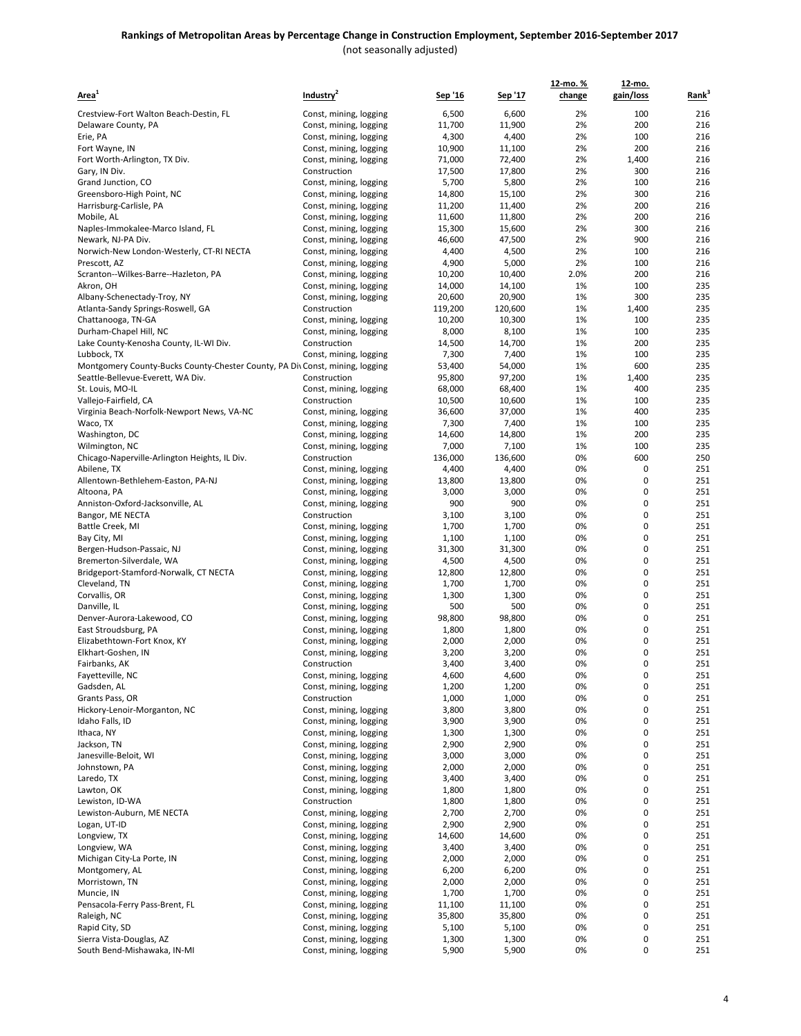## Rankings of Metropolitan Areas by Percentage Change in Construction Employment, September 2016-September 2017

(not seasonally adjusted)

| Area[1] | Industry[2] | Sep '16 | Sep '17 | 12-mo. % change | 12-mo. gain/loss | Rank[3] |
|---|---|---|---|---|---|---|
| Crestview-Fort Walton Beach-Destin, FL | Const, mining, logging | 6,500 | 6,600 | 2% | 100 | 216 |
| Delaware County, PA | Const, mining, logging | 11,700 | 11,900 | 2% | 200 | 216 |
| Erie, PA | Const, mining, logging | 4,300 | 4,400 | 2% | 100 | 216 |
| Fort Wayne, IN | Const, mining, logging | 10,900 | 11,100 | 2% | 200 | 216 |
| Fort Worth-Arlington, TX Div. | Const, mining, logging | 71,000 | 72,400 | 2% | 1,400 | 216 |
| Gary, IN Div. | Construction | 17,500 | 17,800 | 2% | 300 | 216 |
| Grand Junction, CO | Const, mining, logging | 5,700 | 5,800 | 2% | 100 | 216 |
| Greensboro-High Point, NC | Const, mining, logging | 14,800 | 15,100 | 2% | 300 | 216 |
| Harrisburg-Carlisle, PA | Const, mining, logging | 11,200 | 11,400 | 2% | 200 | 216 |
| Mobile, AL | Const, mining, logging | 11,600 | 11,800 | 2% | 200 | 216 |
| Naples-Immokalee-Marco Island, FL | Const, mining, logging | 15,300 | 15,600 | 2% | 300 | 216 |
| Newark, NJ-PA Div. | Const, mining, logging | 46,600 | 47,500 | 2% | 900 | 216 |
| Norwich-New London-Westerly, CT-RI NECTA | Const, mining, logging | 4,400 | 4,500 | 2% | 100 | 216 |
| Prescott, AZ | Const, mining, logging | 4,900 | 5,000 | 2% | 100 | 216 |
| Scranton--Wilkes-Barre--Hazleton, PA | Const, mining, logging | 10,200 | 10,400 | 2.0% | 200 | 216 |
| Akron, OH | Const, mining, logging | 14,000 | 14,100 | 1% | 100 | 235 |
| Albany-Schenectady-Troy, NY | Const, mining, logging | 20,600 | 20,900 | 1% | 300 | 235 |
| Atlanta-Sandy Springs-Roswell, GA | Construction | 119,200 | 120,600 | 1% | 1,400 | 235 |
| Chattanooga, TN-GA | Const, mining, logging | 10,200 | 10,300 | 1% | 100 | 235 |
| Durham-Chapel Hill, NC | Const, mining, logging | 8,000 | 8,100 | 1% | 100 | 235 |
| Lake County-Kenosha County, IL-WI Div. | Construction | 14,500 | 14,700 | 1% | 200 | 235 |
| Lubbock, TX | Const, mining, logging | 7,300 | 7,400 | 1% | 100 | 235 |
| Montgomery County-Bucks County-Chester County, PA Div. | Const, mining, logging | 53,400 | 54,000 | 1% | 600 | 235 |
| Seattle-Bellevue-Everett, WA Div. | Construction | 95,800 | 97,200 | 1% | 1,400 | 235 |
| St. Louis, MO-IL | Const, mining, logging | 68,000 | 68,400 | 1% | 400 | 235 |
| Vallejo-Fairfield, CA | Construction | 10,500 | 10,600 | 1% | 100 | 235 |
| Virginia Beach-Norfolk-Newport News, VA-NC | Const, mining, logging | 36,600 | 37,000 | 1% | 400 | 235 |
| Waco, TX | Const, mining, logging | 7,300 | 7,400 | 1% | 100 | 235 |
| Washington, DC | Const, mining, logging | 14,600 | 14,800 | 1% | 200 | 235 |
| Wilmington, NC | Const, mining, logging | 7,000 | 7,100 | 1% | 100 | 235 |
| Chicago-Naperville-Arlington Heights, IL Div. | Construction | 136,000 | 136,600 | 0% | 600 | 250 |
| Abilene, TX | Const, mining, logging | 4,400 | 4,400 | 0% | 0 | 251 |
| Allentown-Bethlehem-Easton, PA-NJ | Const, mining, logging | 13,800 | 13,800 | 0% | 0 | 251 |
| Altoona, PA | Const, mining, logging | 3,000 | 3,000 | 0% | 0 | 251 |
| Anniston-Oxford-Jacksonville, AL | Const, mining, logging | 900 | 900 | 0% | 0 | 251 |
| Bangor, ME NECTA | Construction | 3,100 | 3,100 | 0% | 0 | 251 |
| Battle Creek, MI | Const, mining, logging | 1,700 | 1,700 | 0% | 0 | 251 |
| Bay City, MI | Const, mining, logging | 1,100 | 1,100 | 0% | 0 | 251 |
| Bergen-Hudson-Passaic, NJ | Const, mining, logging | 31,300 | 31,300 | 0% | 0 | 251 |
| Bremerton-Silverdale, WA | Const, mining, logging | 4,500 | 4,500 | 0% | 0 | 251 |
| Bridgeport-Stamford-Norwalk, CT NECTA | Const, mining, logging | 12,800 | 12,800 | 0% | 0 | 251 |
| Cleveland, TN | Const, mining, logging | 1,700 | 1,700 | 0% | 0 | 251 |
| Corvallis, OR | Const, mining, logging | 1,300 | 1,300 | 0% | 0 | 251 |
| Danville, IL | Const, mining, logging | 500 | 500 | 0% | 0 | 251 |
| Denver-Aurora-Lakewood, CO | Const, mining, logging | 98,800 | 98,800 | 0% | 0 | 251 |
| East Stroudsburg, PA | Const, mining, logging | 1,800 | 1,800 | 0% | 0 | 251 |
| Elizabethtown-Fort Knox, KY | Const, mining, logging | 2,000 | 2,000 | 0% | 0 | 251 |
| Elkhart-Goshen, IN | Const, mining, logging | 3,200 | 3,200 | 0% | 0 | 251 |
| Fairbanks, AK | Construction | 3,400 | 3,400 | 0% | 0 | 251 |
| Fayetteville, NC | Const, mining, logging | 4,600 | 4,600 | 0% | 0 | 251 |
| Gadsden, AL | Const, mining, logging | 1,200 | 1,200 | 0% | 0 | 251 |
| Grants Pass, OR | Construction | 1,000 | 1,000 | 0% | 0 | 251 |
| Hickory-Lenoir-Morganton, NC | Const, mining, logging | 3,800 | 3,800 | 0% | 0 | 251 |
| Idaho Falls, ID | Const, mining, logging | 3,900 | 3,900 | 0% | 0 | 251 |
| Ithaca, NY | Const, mining, logging | 1,300 | 1,300 | 0% | 0 | 251 |
| Jackson, TN | Const, mining, logging | 2,900 | 2,900 | 0% | 0 | 251 |
| Janesville-Beloit, WI | Const, mining, logging | 3,000 | 3,000 | 0% | 0 | 251 |
| Johnstown, PA | Const, mining, logging | 2,000 | 2,000 | 0% | 0 | 251 |
| Laredo, TX | Const, mining, logging | 3,400 | 3,400 | 0% | 0 | 251 |
| Lawton, OK | Const, mining, logging | 1,800 | 1,800 | 0% | 0 | 251 |
| Lewiston, ID-WA | Construction | 1,800 | 1,800 | 0% | 0 | 251 |
| Lewiston-Auburn, ME NECTA | Const, mining, logging | 2,700 | 2,700 | 0% | 0 | 251 |
| Logan, UT-ID | Const, mining, logging | 2,900 | 2,900 | 0% | 0 | 251 |
| Longview, TX | Const, mining, logging | 14,600 | 14,600 | 0% | 0 | 251 |
| Longview, WA | Const, mining, logging | 3,400 | 3,400 | 0% | 0 | 251 |
| Michigan City-La Porte, IN | Const, mining, logging | 2,000 | 2,000 | 0% | 0 | 251 |
| Montgomery, AL | Const, mining, logging | 6,200 | 6,200 | 0% | 0 | 251 |
| Morristown, TN | Const, mining, logging | 2,000 | 2,000 | 0% | 0 | 251 |
| Muncie, IN | Const, mining, logging | 1,700 | 1,700 | 0% | 0 | 251 |
| Pensacola-Ferry Pass-Brent, FL | Const, mining, logging | 11,100 | 11,100 | 0% | 0 | 251 |
| Raleigh, NC | Const, mining, logging | 35,800 | 35,800 | 0% | 0 | 251 |
| Rapid City, SD | Const, mining, logging | 5,100 | 5,100 | 0% | 0 | 251 |
| Sierra Vista-Douglas, AZ | Const, mining, logging | 1,300 | 1,300 | 0% | 0 | 251 |
| South Bend-Mishawaka, IN-MI | Const, mining, logging | 5,900 | 5,900 | 0% | 0 | 251 |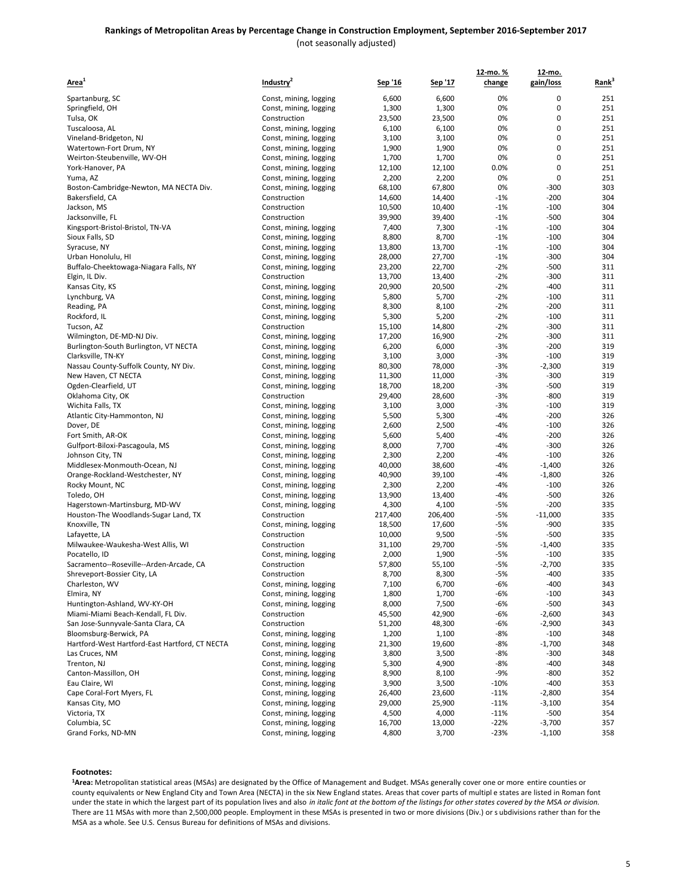# Rankings of Metropolitan Areas by Percentage Change in Construction Employment, September 2016-September 2017

(not seasonally adjusted)

| Area[1] | Industry[2] | Sep '16 | Sep '17 | 12-mo. % change | 12-mo. gain/loss | Rank[3] |
|---|---|---|---|---|---|---|
| Spartanburg, SC | Const, mining, logging | 6,600 | 6,600 | 0% | 0 | 251 |
| Springfield, OH | Const, mining, logging | 1,300 | 1,300 | 0% | 0 | 251 |
| Tulsa, OK | Construction | 23,500 | 23,500 | 0% | 0 | 251 |
| Tuscaloosa, AL | Const, mining, logging | 6,100 | 6,100 | 0% | 0 | 251 |
| Vineland-Bridgeton, NJ | Const, mining, logging | 3,100 | 3,100 | 0% | 0 | 251 |
| Watertown-Fort Drum, NY | Const, mining, logging | 1,900 | 1,900 | 0% | 0 | 251 |
| Weirton-Steubenville, WV-OH | Const, mining, logging | 1,700 | 1,700 | 0% | 0 | 251 |
| York-Hanover, PA | Const, mining, logging | 12,100 | 12,100 | 0.0% | 0 | 251 |
| Yuma, AZ | Const, mining, logging | 2,200 | 2,200 | 0% | 0 | 251 |
| Boston-Cambridge-Newton, MA NECTA Div. | Const, mining, logging | 68,100 | 67,800 | 0% | -300 | 303 |
| Bakersfield, CA | Construction | 14,600 | 14,400 | -1% | -200 | 304 |
| Jackson, MS | Construction | 10,500 | 10,400 | -1% | -100 | 304 |
| Jacksonville, FL | Construction | 39,900 | 39,400 | -1% | -500 | 304 |
| Kingsport-Bristol-Bristol, TN-VA | Const, mining, logging | 7,400 | 7,300 | -1% | -100 | 304 |
| Sioux Falls, SD | Const, mining, logging | 8,800 | 8,700 | -1% | -100 | 304 |
| Syracuse, NY | Const, mining, logging | 13,800 | 13,700 | -1% | -100 | 304 |
| Urban Honolulu, HI | Const, mining, logging | 28,000 | 27,700 | -1% | -300 | 304 |
| Buffalo-Cheektowaga-Niagara Falls, NY | Const, mining, logging | 23,200 | 22,700 | -2% | -500 | 311 |
| Elgin, IL Div. | Construction | 13,700 | 13,400 | -2% | -300 | 311 |
| Kansas City, KS | Const, mining, logging | 20,900 | 20,500 | -2% | -400 | 311 |
| Lynchburg, VA | Const, mining, logging | 5,800 | 5,700 | -2% | -100 | 311 |
| Reading, PA | Const, mining, logging | 8,300 | 8,100 | -2% | -200 | 311 |
| Rockford, IL | Const, mining, logging | 5,300 | 5,200 | -2% | -100 | 311 |
| Tucson, AZ | Construction | 15,100 | 14,800 | -2% | -300 | 311 |
| Wilmington, DE-MD-NJ Div. | Const, mining, logging | 17,200 | 16,900 | -2% | -300 | 311 |
| Burlington-South Burlington, VT NECTA | Const, mining, logging | 6,200 | 6,000 | -3% | -200 | 319 |
| Clarksville, TN-KY | Const, mining, logging | 3,100 | 3,000 | -3% | -100 | 319 |
| Nassau County-Suffolk County, NY Div. | Const, mining, logging | 80,300 | 78,000 | -3% | -2,300 | 319 |
| New Haven, CT NECTA | Const, mining, logging | 11,300 | 11,000 | -3% | -300 | 319 |
| Ogden-Clearfield, UT | Const, mining, logging | 18,700 | 18,200 | -3% | -500 | 319 |
| Oklahoma City, OK | Construction | 29,400 | 28,600 | -3% | -800 | 319 |
| Wichita Falls, TX | Const, mining, logging | 3,100 | 3,000 | -3% | -100 | 319 |
| Atlantic City-Hammonton, NJ | Const, mining, logging | 5,500 | 5,300 | -4% | -200 | 326 |
| Dover, DE | Const, mining, logging | 2,600 | 2,500 | -4% | -100 | 326 |
| Fort Smith, AR-OK | Const, mining, logging | 5,600 | 5,400 | -4% | -200 | 326 |
| Gulfport-Biloxi-Pascagoula, MS | Const, mining, logging | 8,000 | 7,700 | -4% | -300 | 326 |
| Johnson City, TN | Const, mining, logging | 2,300 | 2,200 | -4% | -100 | 326 |
| Middlesex-Monmouth-Ocean, NJ | Const, mining, logging | 40,000 | 38,600 | -4% | -1,400 | 326 |
| Orange-Rockland-Westchester, NY | Const, mining, logging | 40,900 | 39,100 | -4% | -1,800 | 326 |
| Rocky Mount, NC | Const, mining, logging | 2,300 | 2,200 | -4% | -100 | 326 |
| Toledo, OH | Const, mining, logging | 13,900 | 13,400 | -4% | -500 | 326 |
| Hagerstown-Martinsburg, MD-WV | Const, mining, logging | 4,300 | 4,100 | -5% | -200 | 335 |
| Houston-The Woodlands-Sugar Land, TX | Construction | 217,400 | 206,400 | -5% | -11,000 | 335 |
| Knoxville, TN | Const, mining, logging | 18,500 | 17,600 | -5% | -900 | 335 |
| Lafayette, LA | Construction | 10,000 | 9,500 | -5% | -500 | 335 |
| Milwaukee-Waukesha-West Allis, WI | Construction | 31,100 | 29,700 | -5% | -1,400 | 335 |
| Pocatello, ID | Const, mining, logging | 2,000 | 1,900 | -5% | -100 | 335 |
| Sacramento--Roseville--Arden-Arcade, CA | Construction | 57,800 | 55,100 | -5% | -2,700 | 335 |
| Shreveport-Bossier City, LA | Construction | 8,700 | 8,300 | -5% | -400 | 335 |
| Charleston, WV | Const, mining, logging | 7,100 | 6,700 | -6% | -400 | 343 |
| Elmira, NY | Const, mining, logging | 1,800 | 1,700 | -6% | -100 | 343 |
| Huntington-Ashland, WV-KY-OH | Const, mining, logging | 8,000 | 7,500 | -6% | -500 | 343 |
| Miami-Miami Beach-Kendall, FL Div. | Construction | 45,500 | 42,900 | -6% | -2,600 | 343 |
| San Jose-Sunnyvale-Santa Clara, CA | Construction | 51,200 | 48,300 | -6% | -2,900 | 343 |
| Bloomsburg-Berwick, PA | Const, mining, logging | 1,200 | 1,100 | -8% | -100 | 348 |
| Hartford-West Hartford-East Hartford, CT NECTA | Const, mining, logging | 21,300 | 19,600 | -8% | -1,700 | 348 |
| Las Cruces, NM | Const, mining, logging | 3,800 | 3,500 | -8% | -300 | 348 |
| Trenton, NJ | Const, mining, logging | 5,300 | 4,900 | -8% | -400 | 348 |
| Canton-Massillon, OH | Const, mining, logging | 8,900 | 8,100 | -9% | -800 | 352 |
| Eau Claire, WI | Const, mining, logging | 3,900 | 3,500 | -10% | -400 | 353 |
| Cape Coral-Fort Myers, FL | Const, mining, logging | 26,400 | 23,600 | -11% | -2,800 | 354 |
| Kansas City, MO | Const, mining, logging | 29,000 | 25,900 | -11% | -3,100 | 354 |
| Victoria, TX | Const, mining, logging | 4,500 | 4,000 | -11% | -500 | 354 |
| Columbia, SC | Const, mining, logging | 16,700 | 13,000 | -22% | -3,700 | 357 |
| Grand Forks, ND-MN | Const, mining, logging | 4,800 | 3,700 | -23% | -1,100 | 358 |

**Footnotes:**

[1]**Area:** Metropolitan statistical areas (MSAs) are designated by the Office of Management and Budget. MSAs generally cover one or more entire counties or county equivalents or New England City and Town Area (NECTA) in the six New England states. Areas that cover parts of multipl e states are listed in Roman font under the state in which the largest part of its population lives and also *in italic font at the bottom of the listings for other states covered by the MSA or division.* There are 11 MSAs with more than 2,500,000 people. Employment in these MSAs is presented in two or more divisions (Div.) or s ubdivisions rather than for the MSA as a whole. See U.S. Census Bureau for definitions of MSAs and divisions.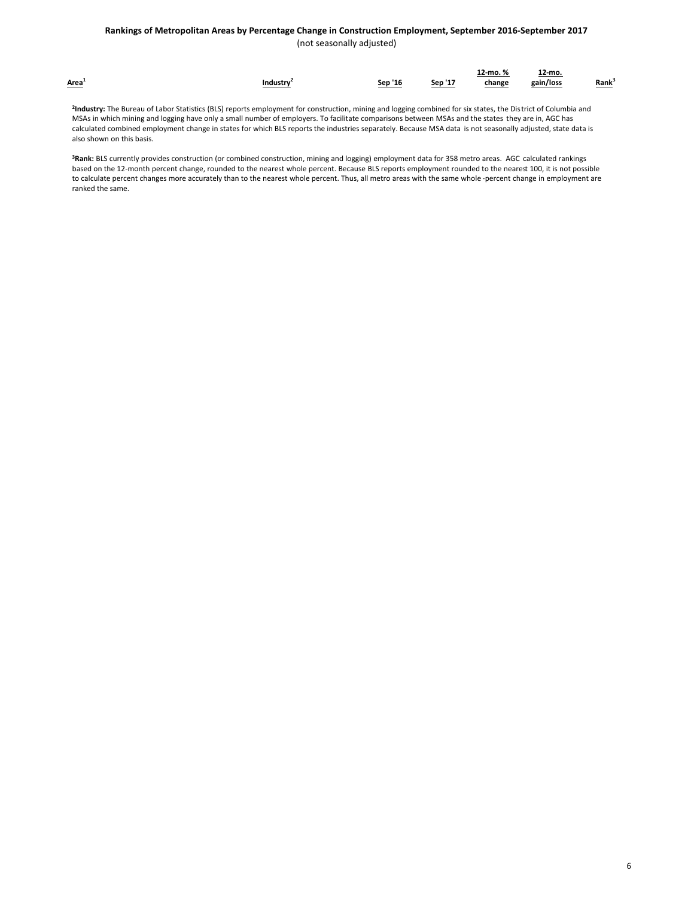**Rankings of Metropolitan Areas by Percentage Change in Construction Employment, September 2016-September 2017**

(not seasonally adjusted)

| Area[1] | Industry[2] | Sep '16 | Sep '17 | 12-mo. % change | 12-mo. gain/loss | Rank[3] |
|---|---|---|---|---|---|---|

[2]**Industry:** The Bureau of Labor Statistics (BLS) reports employment for construction, mining and logging combined for six states, the District of Columbia and MSAs in which mining and logging have only a small number of employers. To facilitate comparisons between MSAs and the states they are in, AGC has calculated combined employment change in states for which BLS reports the industries separately. Because MSA data is not seasonally adjusted, state data is also shown on this basis.

[3]**Rank:** BLS currently provides construction (or combined construction, mining and logging) employment data for 358 metro areas. AGC calculated rankings based on the 12-month percent change, rounded to the nearest whole percent. Because BLS reports employment rounded to the nearest 100, it is not possible to calculate percent changes more accurately than to the nearest whole percent. Thus, all metro areas with the same whole-percent change in employment are ranked the same.